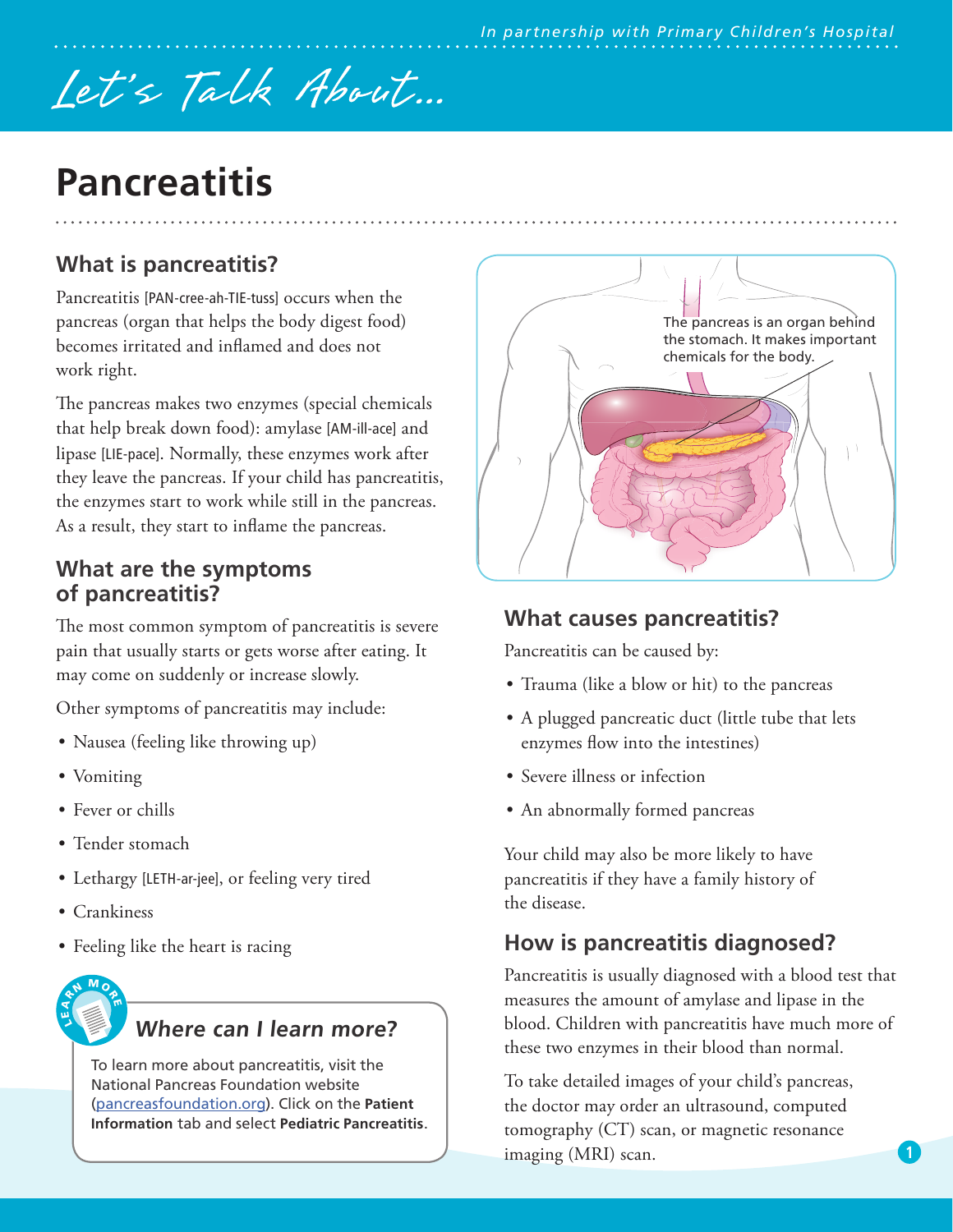# Pancreatitis

## What is pancreatitis?

Pancreatitis [PAN-cree-ah-TIE-tuss] occurs when the pancreas (organ that helps the body digest food) becomes irritated and inflamed and does not work right.

The pancreas makes two enzymes (special chemicals that help break down food): amylase [AM-ill-ace] and lipase [LIE-pace]. Normally, these enzymes work after they leave the pancreas. If your child has pancreatitis, the enzymes start to work while still in the pancreas. As a result, they start to inflame the pancreas.

The pancreas is an organ behind the stomach. It makes important chemicals for the body.

## What are the symptoms of pancreatitis?

The most common symptom of pancreatitis is severe pain that usually starts or gets worse after eating. It may come on suddenly or increase slowly.

Other symptoms of pancreatitis may include:

- Nausea (feeling like throwing up)
- Vomiting
- Fever or chills
- Tender stomach
- Lethargy [LETH-ar-jee], or feeling very tired
- Crankiness
- Feeling like the heart is racing

### *Where can I learn more?*

To learn more about pancreatitis, visit the National Pancreas Foundation website (pancreasfoundation.org). Click on the **Patient Information** tab and select **Pediatric Pancreatitis**.

## What causes pancreatitis?

Pancreatitis can be caused by:

- Trauma (like a blow or hit) to the pancreas
- A plugged pancreatic duct (little tube that lets enzymes flow into the intestines)
- Severe illness or infection
- An abnormally formed pancreas

Your child may also be more likely to have pancreatitis if they have a family history of the disease.

## How is pancreatitis diagnosed?

Pancreatitis is usually diagnosed with a blood test that measures the amount of amylase and lipase in the blood. Children with pancreatitis have much more of these two enzymes in their blood than normal.

To take detailed images of your child's pancreas, the doctor may order an ultrasound, computed tomography (CT) scan, or magnetic resonance imaging (MRI) scan.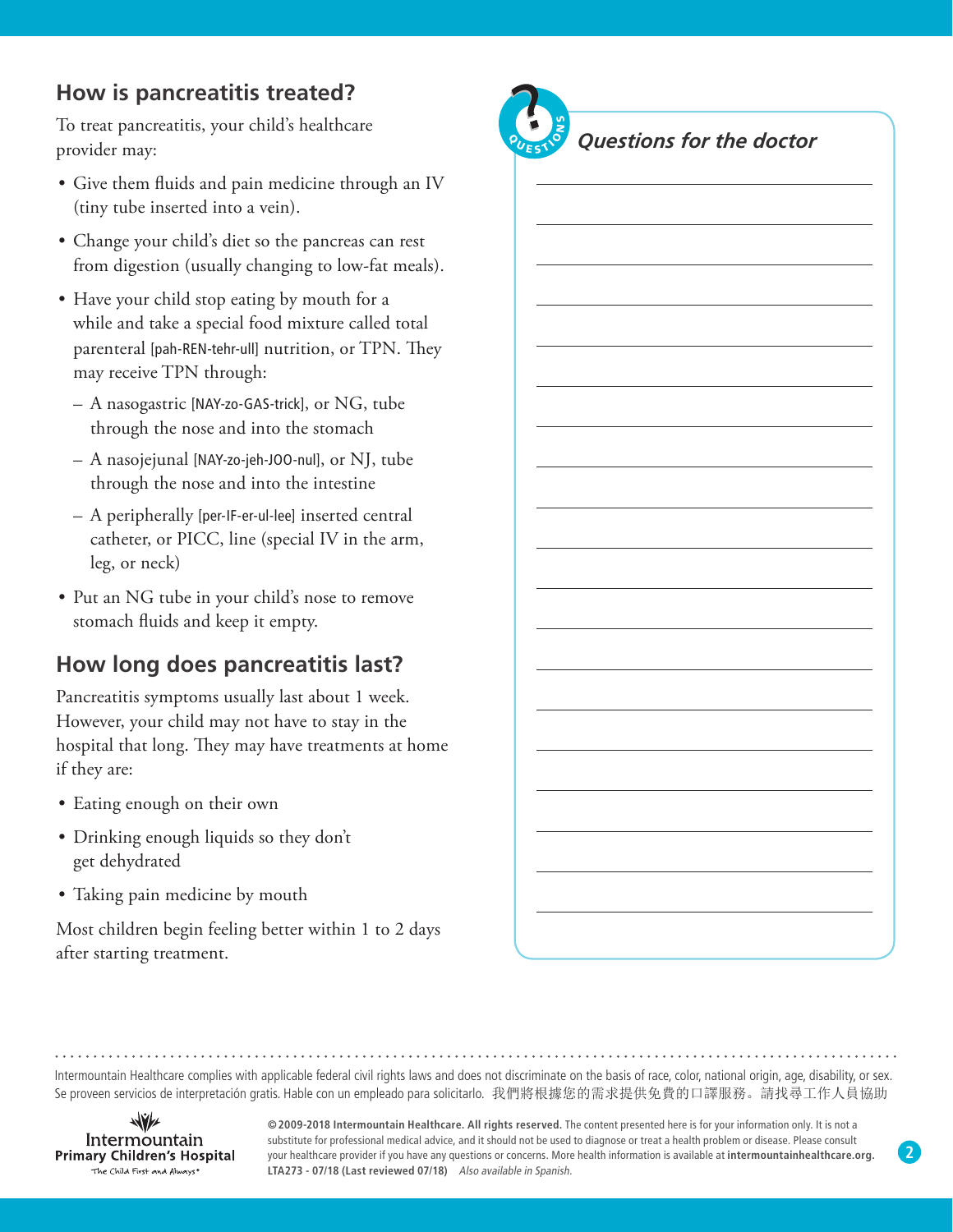## How is pancreatitis treated?

To treat pancreatitis, your child's healthcare provider may:

- Give them fluids and pain medicine through an IV (tiny tube inserted into a vein).
- Change your child's diet so the pancreas can rest from digestion (usually changing to low-fat meals).
- Have your child stop eating by mouth for a while and take a special food mixture called total parenteral [pah-REN-tehr-ull] nutrition, or TPN. They may receive TPN through:
  - A nasogastric [NAY-zo-GAS-trick], or NG, tube through the nose and into the stomach
  - A nasojejunal [NAY-zo-jeh-JOO-nul], or NJ, tube through the nose and into the intestine
  - A peripherally [per-IF-er-ul-lee] inserted central catheter, or PICC, line (special IV in the arm, leg, or neck)
- Put an NG tube in your child's nose to remove stomach fluids and keep it empty.

## How long does pancreatitis last?

Pancreatitis symptoms usually last about 1 week. However, your child may not have to stay in the hospital that long. They may have treatments at home if they are:

- Eating enough on their own
- Drinking enough liquids so they don't get dehydrated
- Taking pain medicine by mouth

Most children begin feeling better within 1 to 2 days after starting treatment.

### *Questions for the doctor*

Intermountain Healthcare complies with applicable federal civil rights laws and does not discriminate on the basis of race, color, national origin, age, disability, or sex. Se proveen servicios de interpretación gratis. Hable con un empleado para solicitarlo. 我們將根據您的需求提供免費的口譯服務。請找尋工作人員協助

Intermountain Primary Children's Hospital
The Child First and Always®

**© 2009-2018 Intermountain Healthcare. All rights reserved.** The content presented here is for your information only. It is not a substitute for professional medical advice, and it should not be used to diagnose or treat a health problem or disease. Please consult your healthcare provider if you have any questions or concerns. More health information is available at **intermountainhealthcare.org**. **LTA273 - 07/18 (Last reviewed 07/18)** *Also available in Spanish.*